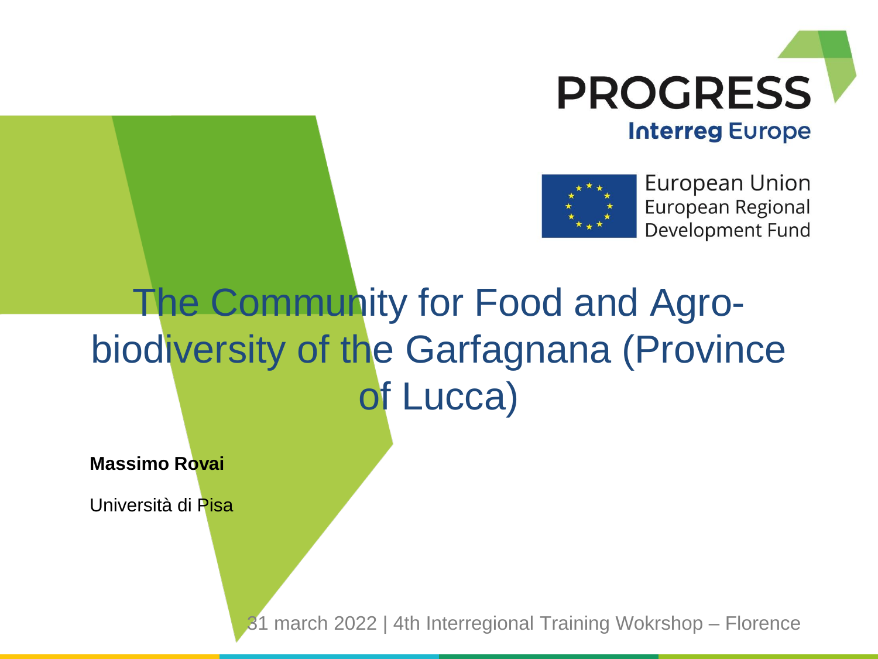PROGRESS

Interreg Europe

European Union
European Regional
Development Fund

# The Community for Food and Agro-biodiversity of the Garfagnana (Province of Lucca)

**Massimo Rovai**

Università di Pisa

31 march 2022 | 4th Interregional Training Wokrshop – Florence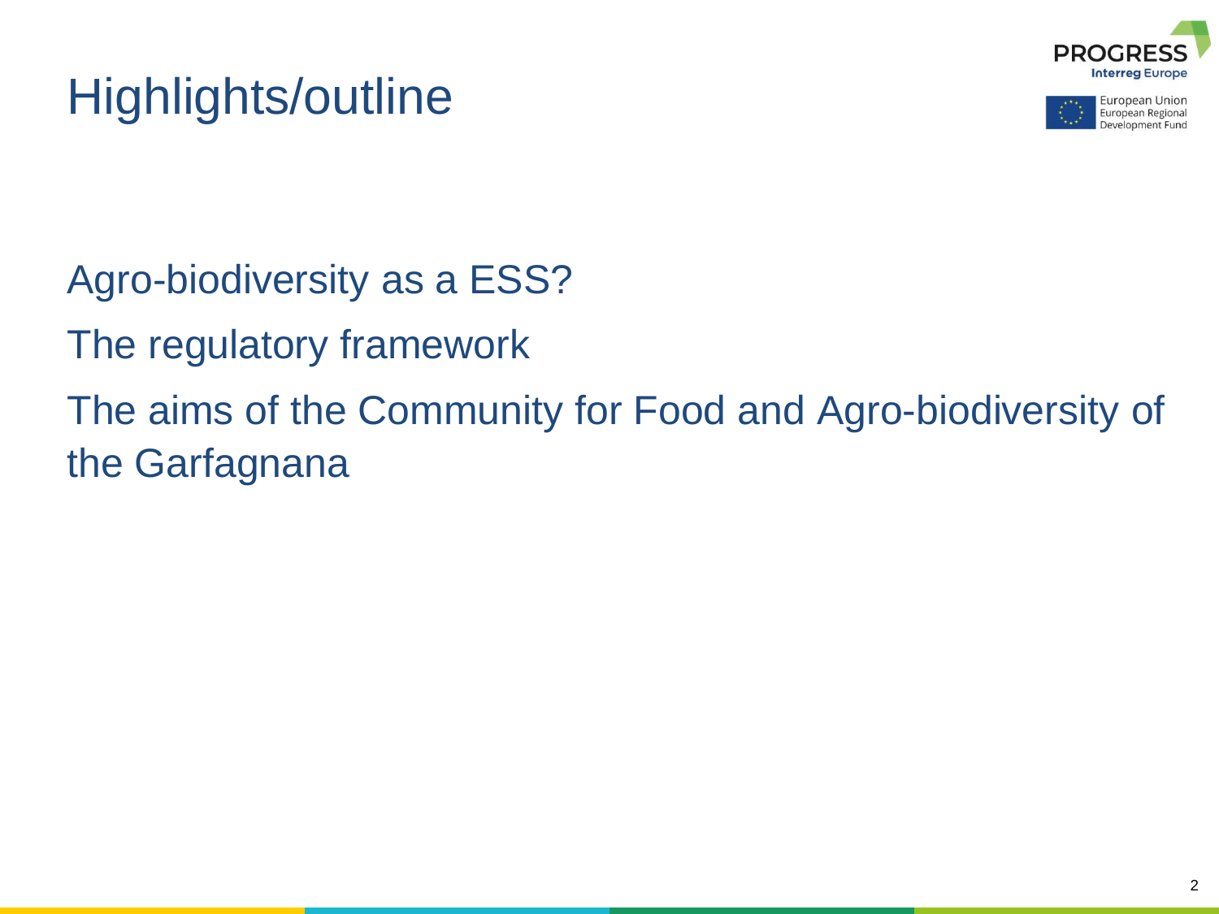# Highlights/outline

Agro-biodiversity as a ESS?

The regulatory framework

The aims of the Community for Food and Agro-biodiversity of the Garfagnana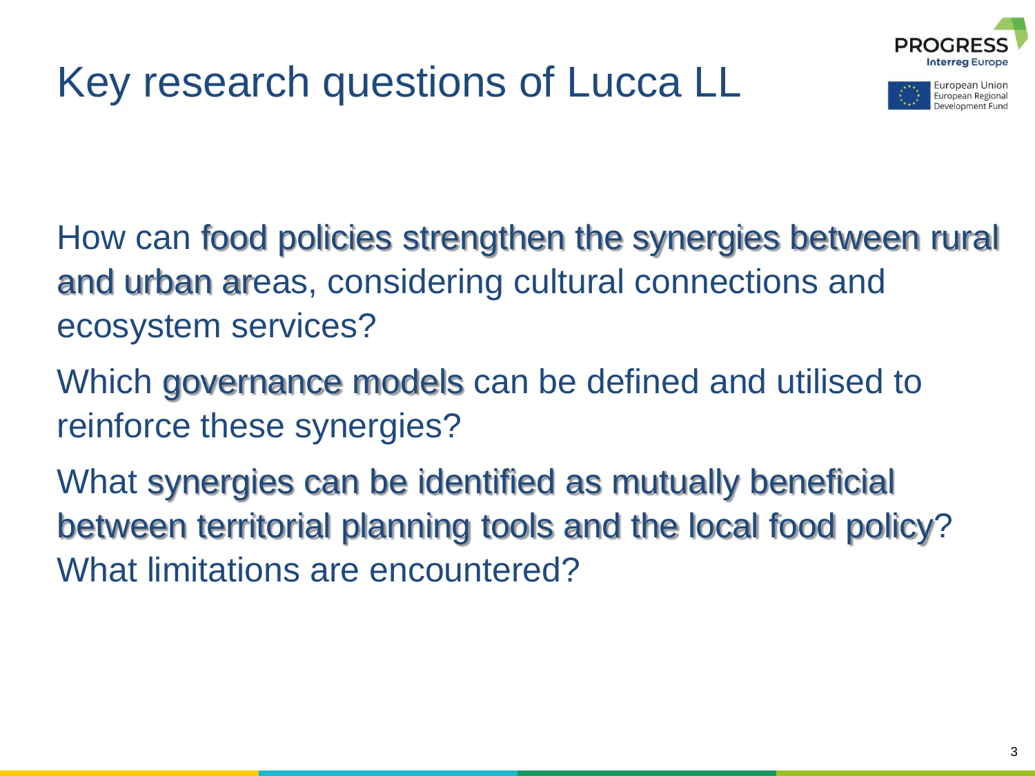# Key research questions of Lucca LL

How can food policies strengthen the synergies between rural and urban areas, considering cultural connections and ecosystem services?

Which governance models can be defined and utilised to reinforce these synergies?

What synergies can be identified as mutually beneficial between territorial planning tools and the local food policy? What limitations are encountered?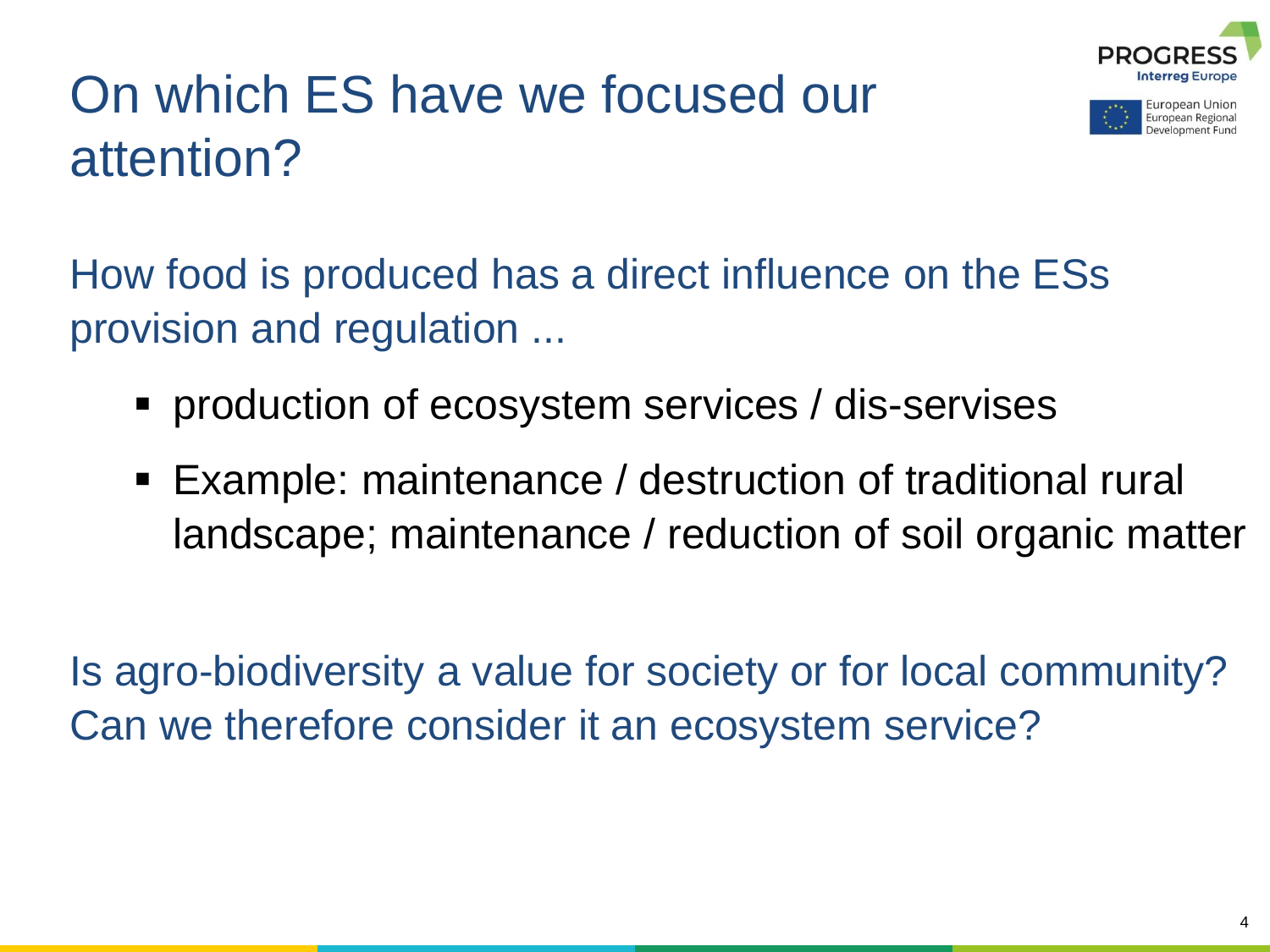# On which ES have we focused our attention?

How food is produced has a direct influence on the ESs provision and regulation ...

- production of ecosystem services / dis-servises
- Example: maintenance / destruction of traditional rural landscape; maintenance / reduction of soil organic matter

Is agro-biodiversity a value for society or for local community? Can we therefore consider it an ecosystem service?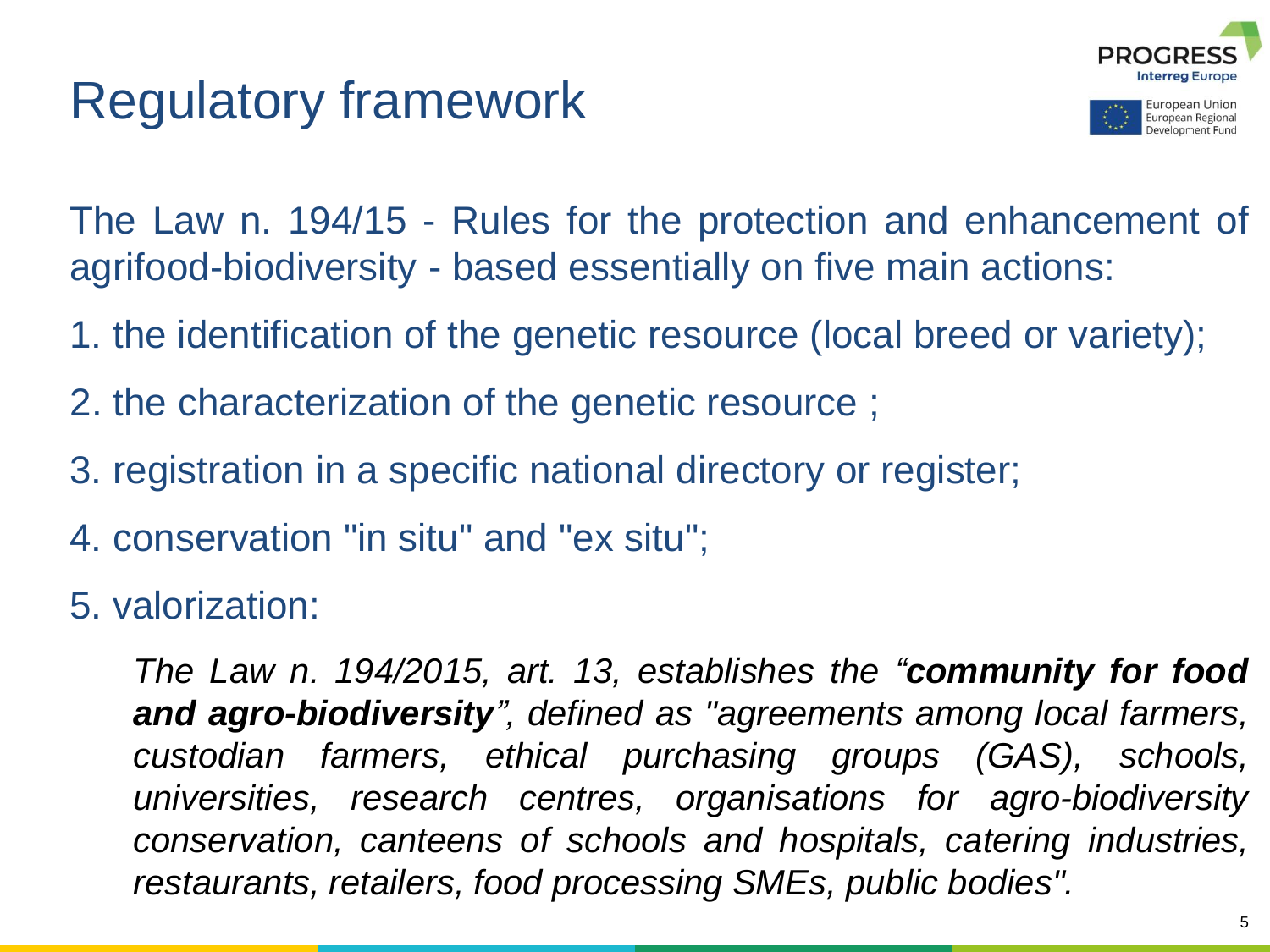# Regulatory framework

The Law n. 194/15 - Rules for the protection and enhancement of agrifood-biodiversity - based essentially on five main actions:

1. the identification of the genetic resource (local breed or variety);
2. the characterization of the genetic resource ;
3. registration in a specific national directory or register;
4. conservation "in situ" and "ex situ";
5. valorization:

> *The Law n. 194/2015, art. 13, establishes the "**community for food and agro-biodiversity**", defined as "agreements among local farmers, custodian farmers, ethical purchasing groups (GAS), schools, universities, research centres, organisations for agro-biodiversity conservation, canteens of schools and hospitals, catering industries, restaurants, retailers, food processing SMEs, public bodies".*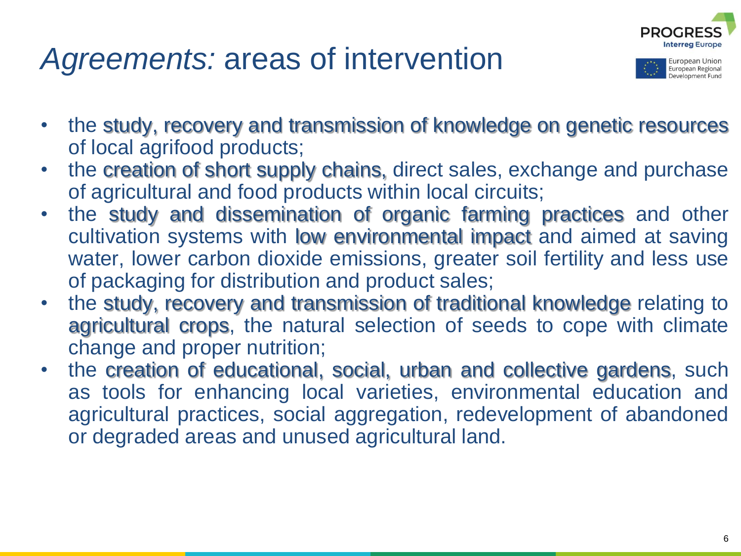# *Agreements:* areas of intervention

- the study, recovery and transmission of knowledge on genetic resources of local agrifood products;
- the creation of short supply chains, direct sales, exchange and purchase of agricultural and food products within local circuits;
- the study and dissemination of organic farming practices and other cultivation systems with low environmental impact and aimed at saving water, lower carbon dioxide emissions, greater soil fertility and less use of packaging for distribution and product sales;
- the study, recovery and transmission of traditional knowledge relating to agricultural crops, the natural selection of seeds to cope with climate change and proper nutrition;
- the creation of educational, social, urban and collective gardens, such as tools for enhancing local varieties, environmental education and agricultural practices, social aggregation, redevelopment of abandoned or degraded areas and unused agricultural land.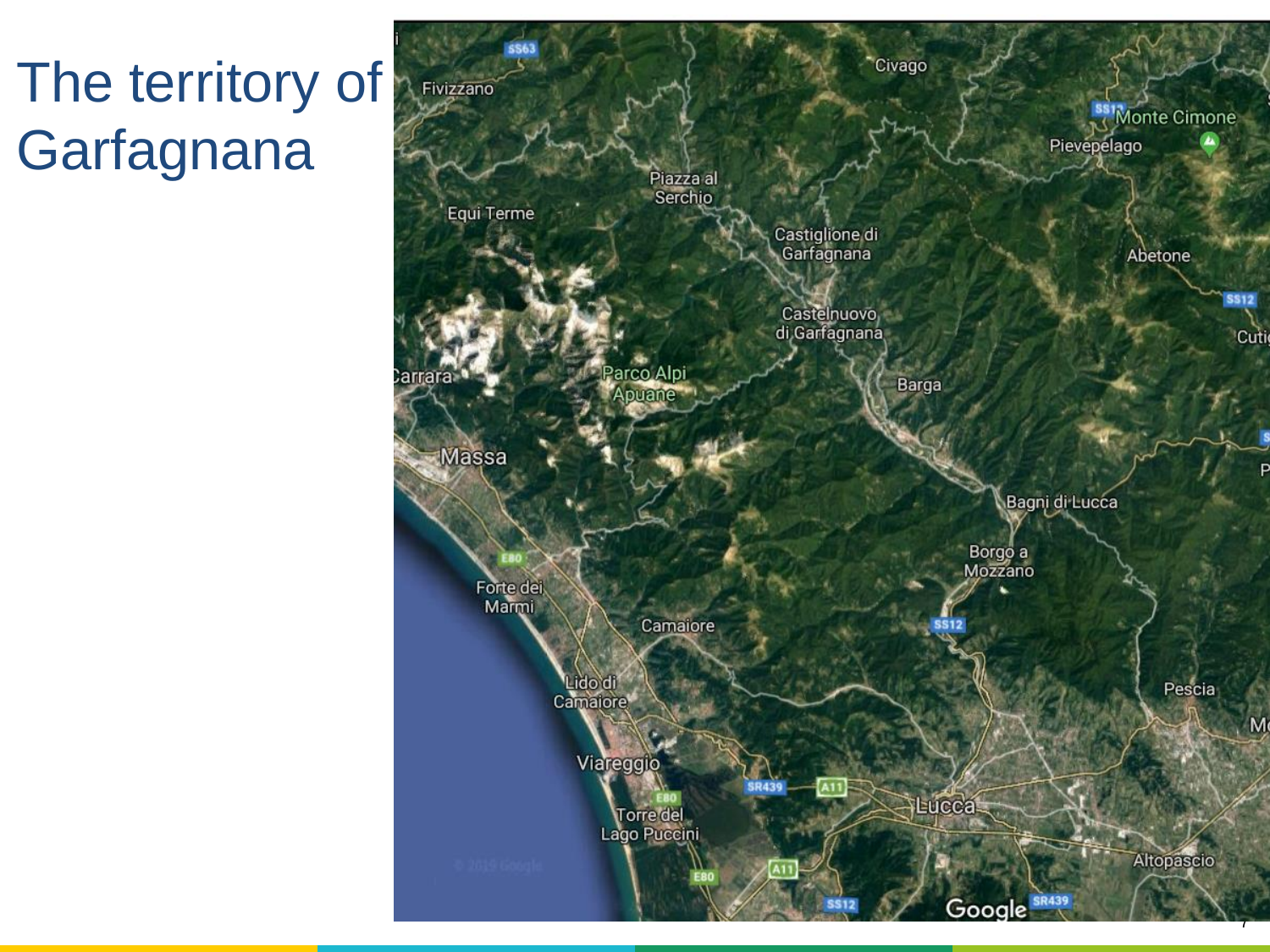# The territory of Garfagnana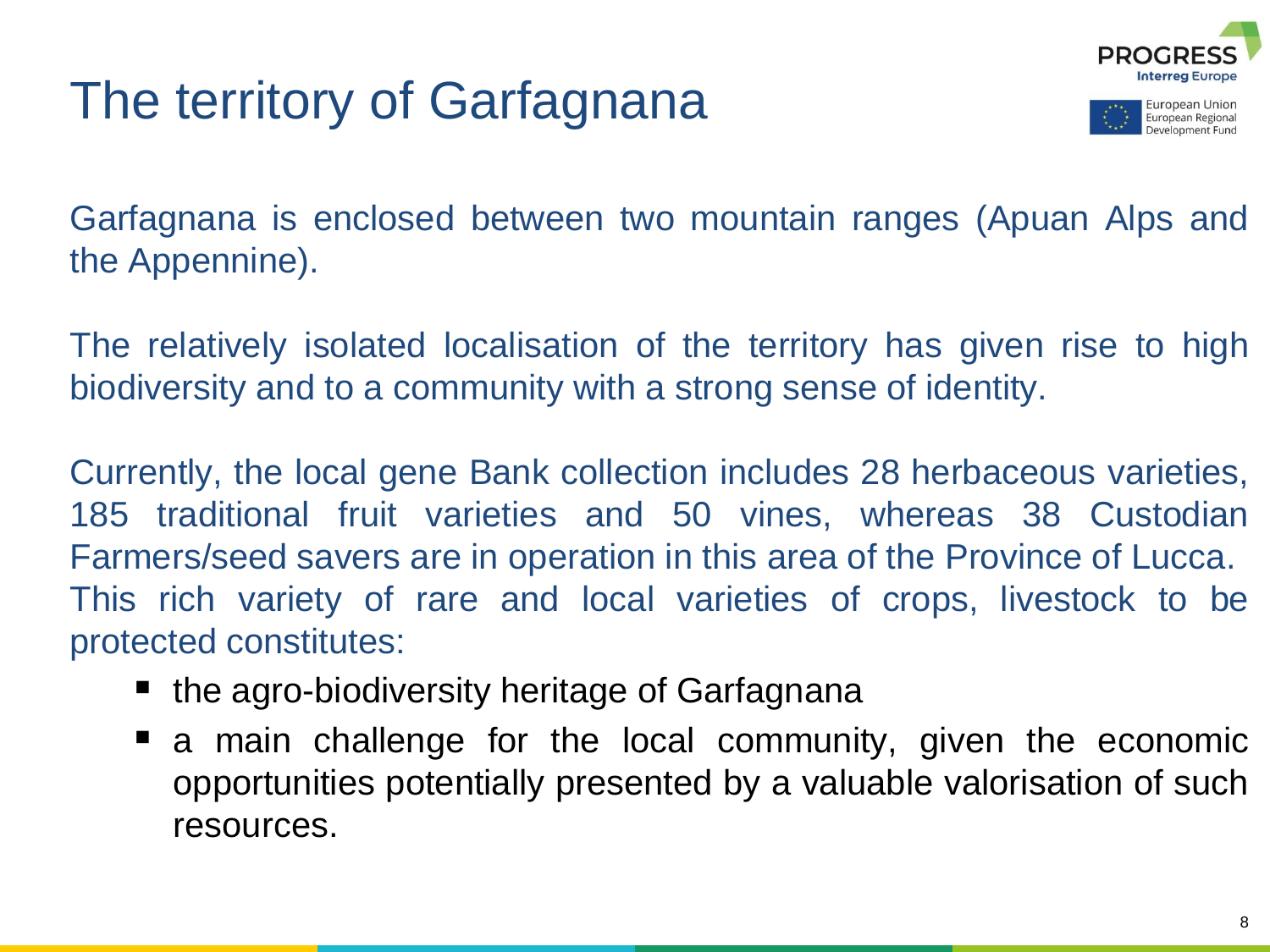# The territory of Garfagnana

Garfagnana is enclosed between two mountain ranges (Apuan Alps and the Appennine).

The relatively isolated localisation of the territory has given rise to high biodiversity and to a community with a strong sense of identity.

Currently, the local gene Bank collection includes 28 herbaceous varieties, 185 traditional fruit varieties and 50 vines, whereas 38 Custodian Farmers/seed savers are in operation in this area of the Province of Lucca.
This rich variety of rare and local varieties of crops, livestock to be protected constitutes:

- the agro-biodiversity heritage of Garfagnana
- a main challenge for the local community, given the economic opportunities potentially presented by a valuable valorisation of such resources.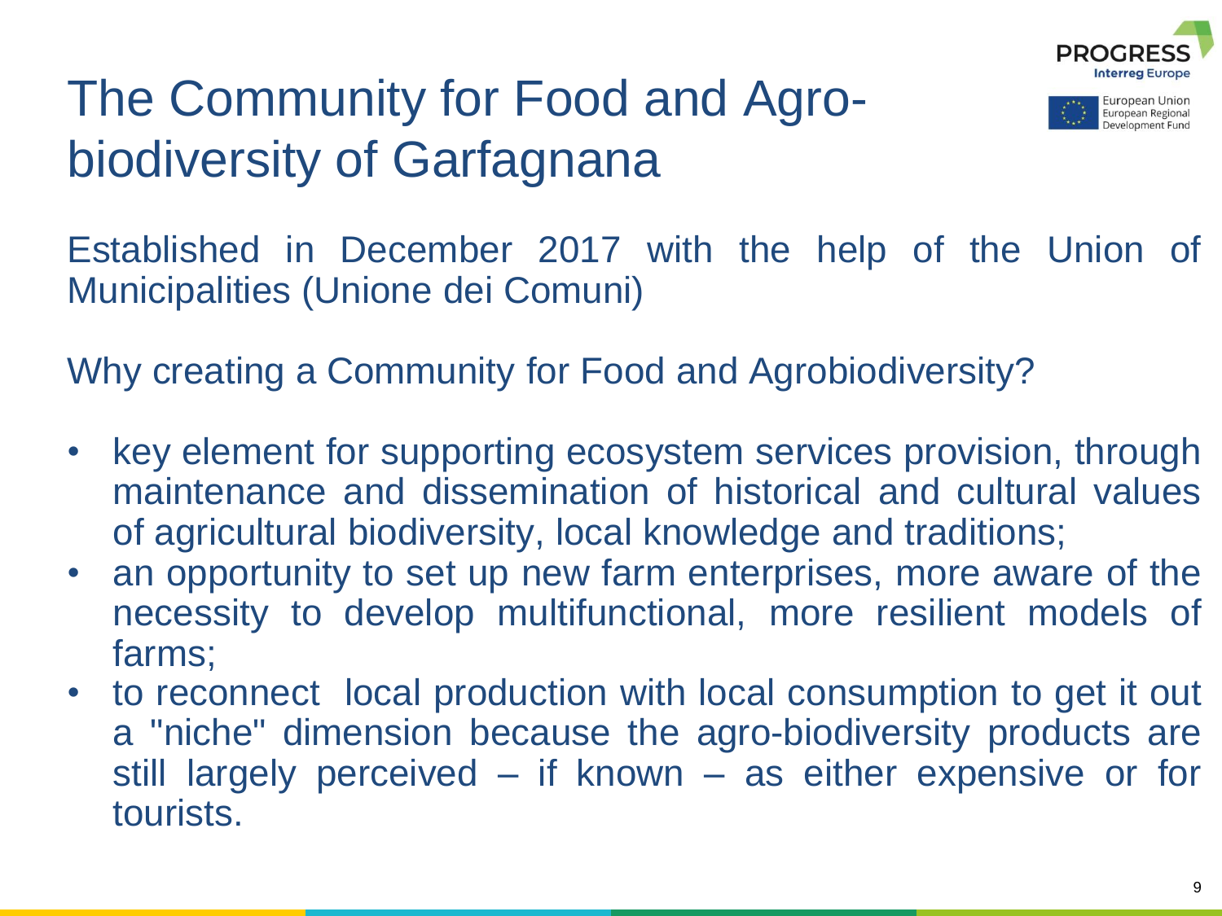# The Community for Food and Agro-biodiversity of Garfagnana

Established in December 2017 with the help of the Union of Municipalities (Unione dei Comuni)

Why creating a Community for Food and Agrobiodiversity?

- key element for supporting ecosystem services provision, through maintenance and dissemination of historical and cultural values of agricultural biodiversity, local knowledge and traditions;
- an opportunity to set up new farm enterprises, more aware of the necessity to develop multifunctional, more resilient models of farms;
- to reconnect local production with local consumption to get it out a "niche" dimension because the agro-biodiversity products are still largely perceived – if known – as either expensive or for tourists.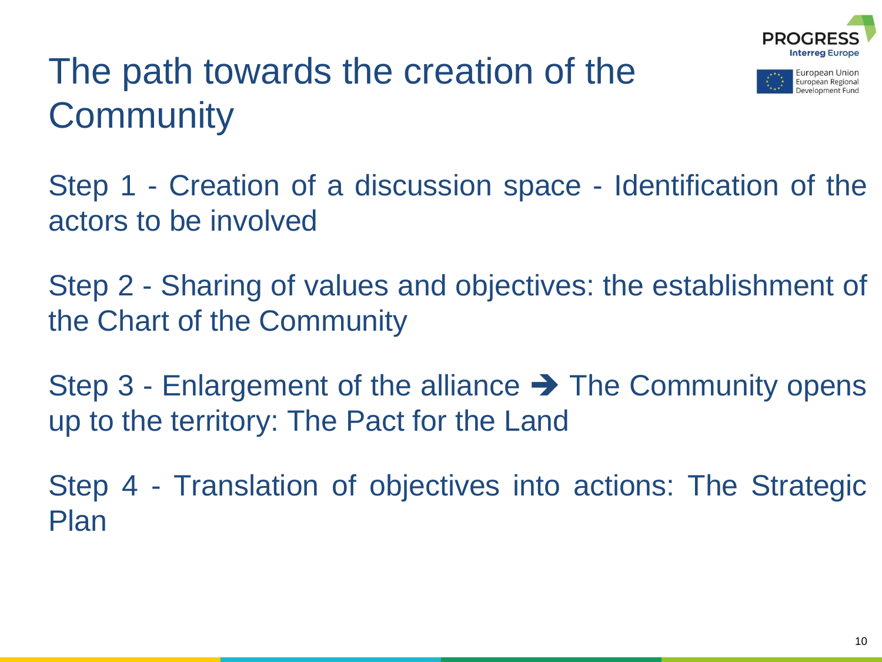# The path towards the creation of the Community

Step 1 - Creation of a discussion space - Identification of the actors to be involved

Step 2 - Sharing of values and objectives: the establishment of the Chart of the Community

Step 3 - Enlargement of the alliance ➔ The Community opens up to the territory: The Pact for the Land

Step 4 - Translation of objectives into actions: The Strategic Plan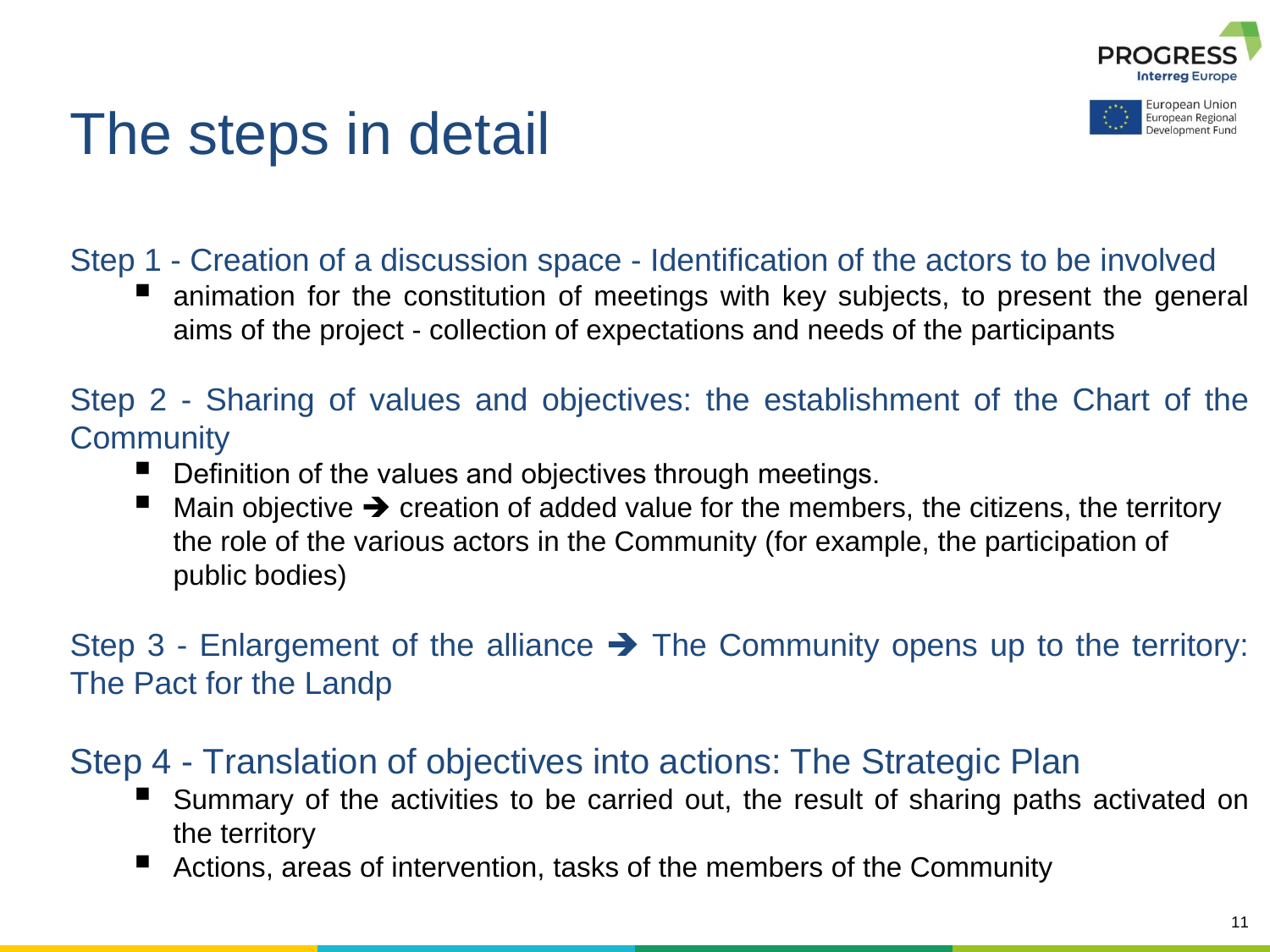# The steps in detail

## Step 1 - Creation of a discussion space - Identification of the actors to be involved

- animation for the constitution of meetings with key subjects, to present the general aims of the project - collection of expectations and needs of the participants

## Step 2 - Sharing of values and objectives: the establishment of the Chart of the Community

- Definition of the values and objectives through meetings.
- Main objective ➔ creation of added value for the members, the citizens, the territory the role of the various actors in the Community (for example, the participation of public bodies)

## Step 3 - Enlargement of the alliance ➔ The Community opens up to the territory: The Pact for the Landp

## Step 4 - Translation of objectives into actions: The Strategic Plan

- Summary of the activities to be carried out, the result of sharing paths activated on the territory
- Actions, areas of intervention, tasks of the members of the Community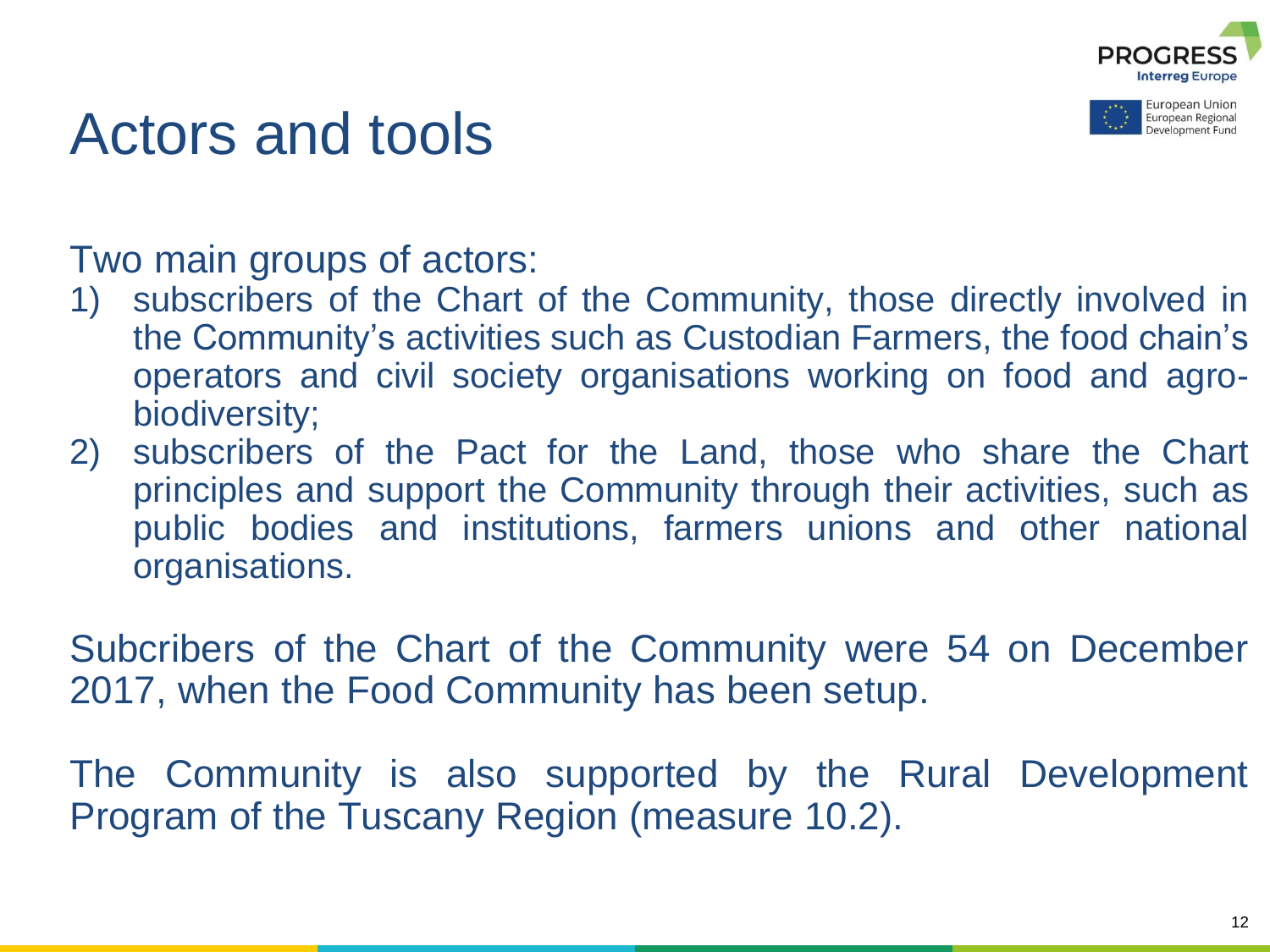# Actors and tools

Two main groups of actors:

1) subscribers of the Chart of the Community, those directly involved in the Community's activities such as Custodian Farmers, the food chain's operators and civil society organisations working on food and agro-biodiversity;
2) subscribers of the Pact for the Land, those who share the Chart principles and support the Community through their activities, such as public bodies and institutions, farmers unions and other national organisations.

Subcribers of the Chart of the Community were 54 on December 2017, when the Food Community has been setup.

The Community is also supported by the Rural Development Program of the Tuscany Region (measure 10.2).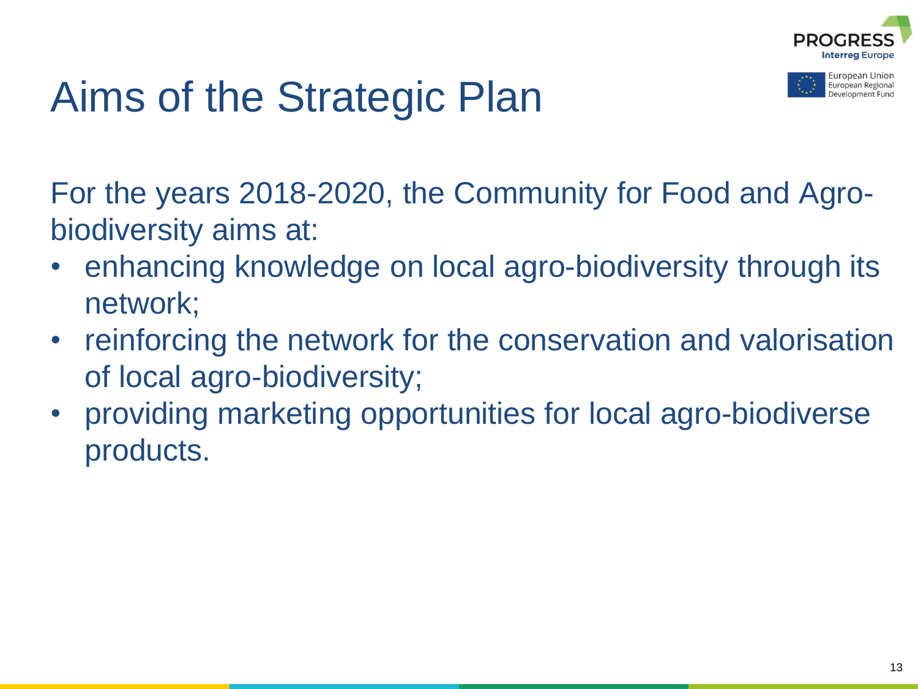# Aims of the Strategic Plan

For the years 2018-2020, the Community for Food and Agro-biodiversity aims at:

- enhancing knowledge on local agro-biodiversity through its network;
- reinforcing the network for the conservation and valorisation of local agro-biodiversity;
- providing marketing opportunities for local agro-biodiverse products.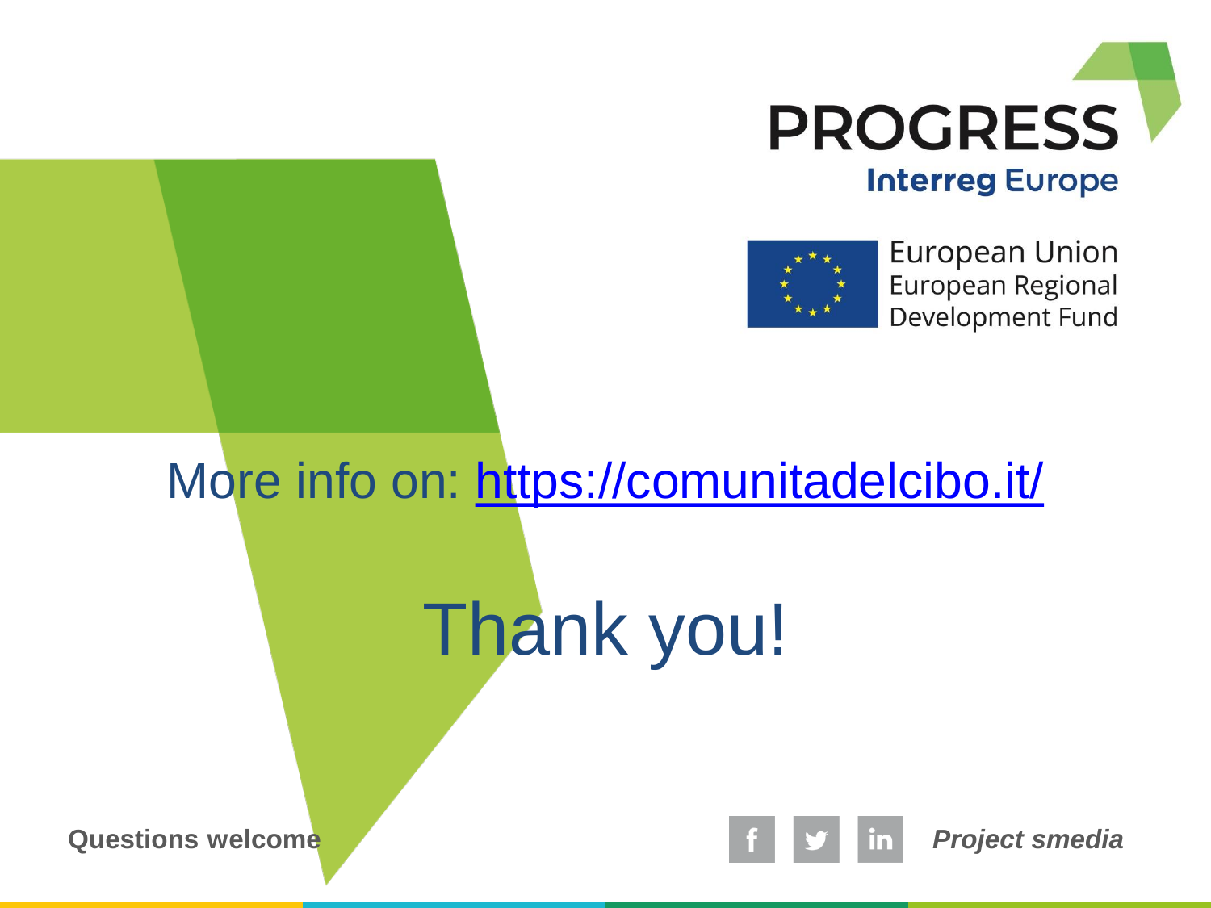PROGRESS

Interreg Europe

European Union
European Regional
Development Fund

More info on: https://comunitadelcibo.it/

# Thank you!

**Questions welcome**

***Project smedia***